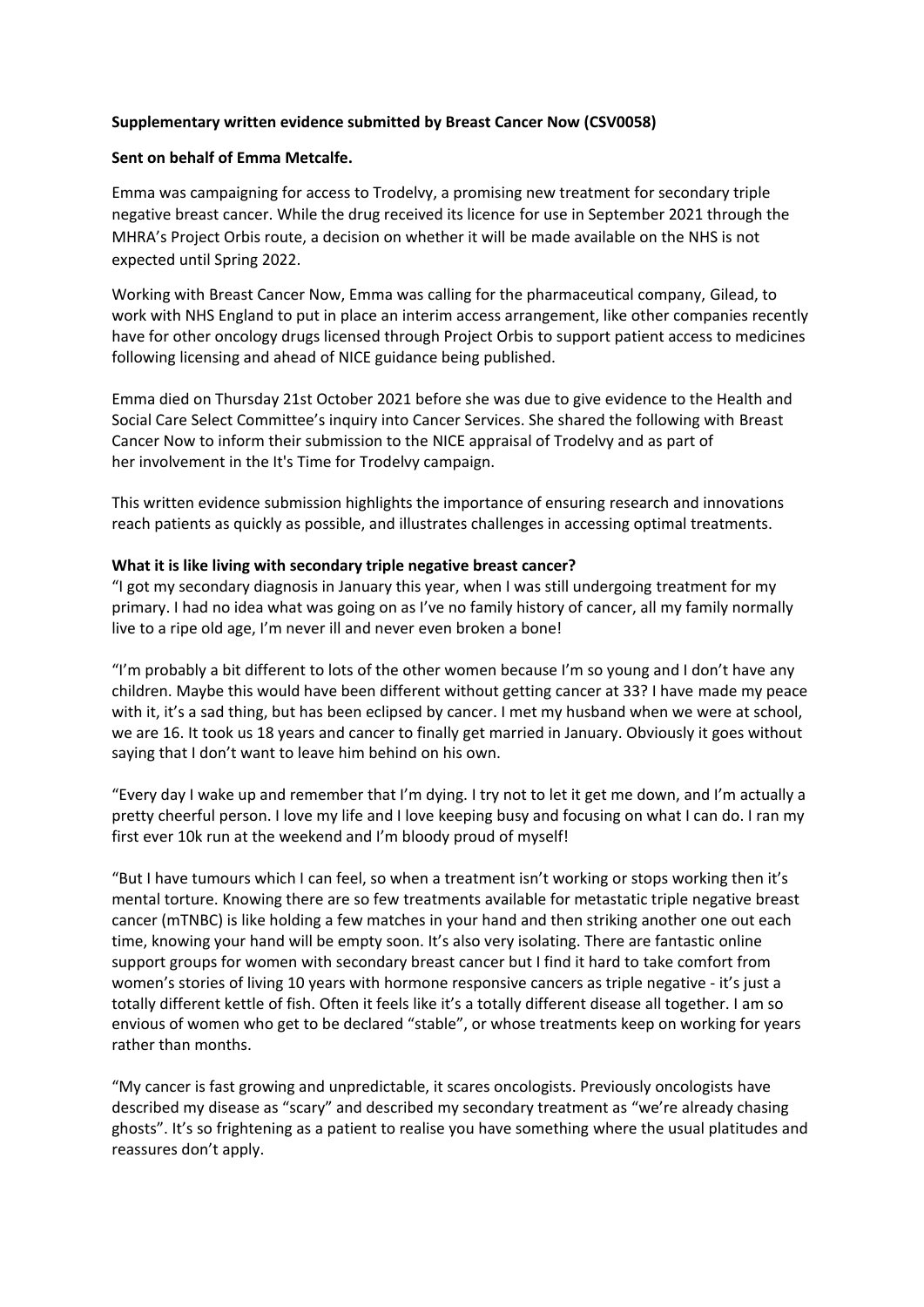**Supplementary written evidence submitted by Breast Cancer Now (CSV0058)**

**Sent on behalf of Emma Metcalfe.**

Emma was campaigning for access to Trodelvy, a promising new treatment for secondary triple negative breast cancer. While the drug received its licence for use in September 2021 through the MHRA's Project Orbis route, a decision on whether it will be made available on the NHS is not expected until Spring 2022.

Working with Breast Cancer Now, Emma was calling for the pharmaceutical company, Gilead, to work with NHS England to put in place an interim access arrangement, like other companies recently have for other oncology drugs licensed through Project Orbis to support patient access to medicines following licensing and ahead of NICE guidance being published.

Emma died on Thursday 21st October 2021 before she was due to give evidence to the Health and Social Care Select Committee's inquiry into Cancer Services. She shared the following with Breast Cancer Now to inform their submission to the NICE appraisal of Trodelvy and as part of her involvement in the It's Time for Trodelvy campaign.

This written evidence submission highlights the importance of ensuring research and innovations reach patients as quickly as possible, and illustrates challenges in accessing optimal treatments.

**What it is like living with secondary triple negative breast cancer?**

"I got my secondary diagnosis in January this year, when I was still undergoing treatment for my primary. I had no idea what was going on as I've no family history of cancer, all my family normally live to a ripe old age, I'm never ill and never even broken a bone!

"I'm probably a bit different to lots of the other women because I'm so young and I don't have any children. Maybe this would have been different without getting cancer at 33? I have made my peace with it, it's a sad thing, but has been eclipsed by cancer. I met my husband when we were at school, we are 16. It took us 18 years and cancer to finally get married in January. Obviously it goes without saying that I don't want to leave him behind on his own.

"Every day I wake up and remember that I'm dying. I try not to let it get me down, and I'm actually a pretty cheerful person. I love my life and I love keeping busy and focusing on what I can do. I ran my first ever 10k run at the weekend and I'm bloody proud of myself!

"But I have tumours which I can feel, so when a treatment isn't working or stops working then it's mental torture. Knowing there are so few treatments available for metastatic triple negative breast cancer (mTNBC) is like holding a few matches in your hand and then striking another one out each time, knowing your hand will be empty soon. It's also very isolating. There are fantastic online support groups for women with secondary breast cancer but I find it hard to take comfort from women's stories of living 10 years with hormone responsive cancers as triple negative - it's just a totally different kettle of fish. Often it feels like it's a totally different disease all together. I am so envious of women who get to be declared "stable", or whose treatments keep on working for years rather than months.

"My cancer is fast growing and unpredictable, it scares oncologists. Previously oncologists have described my disease as "scary" and described my secondary treatment as "we're already chasing ghosts". It's so frightening as a patient to realise you have something where the usual platitudes and reassures don't apply.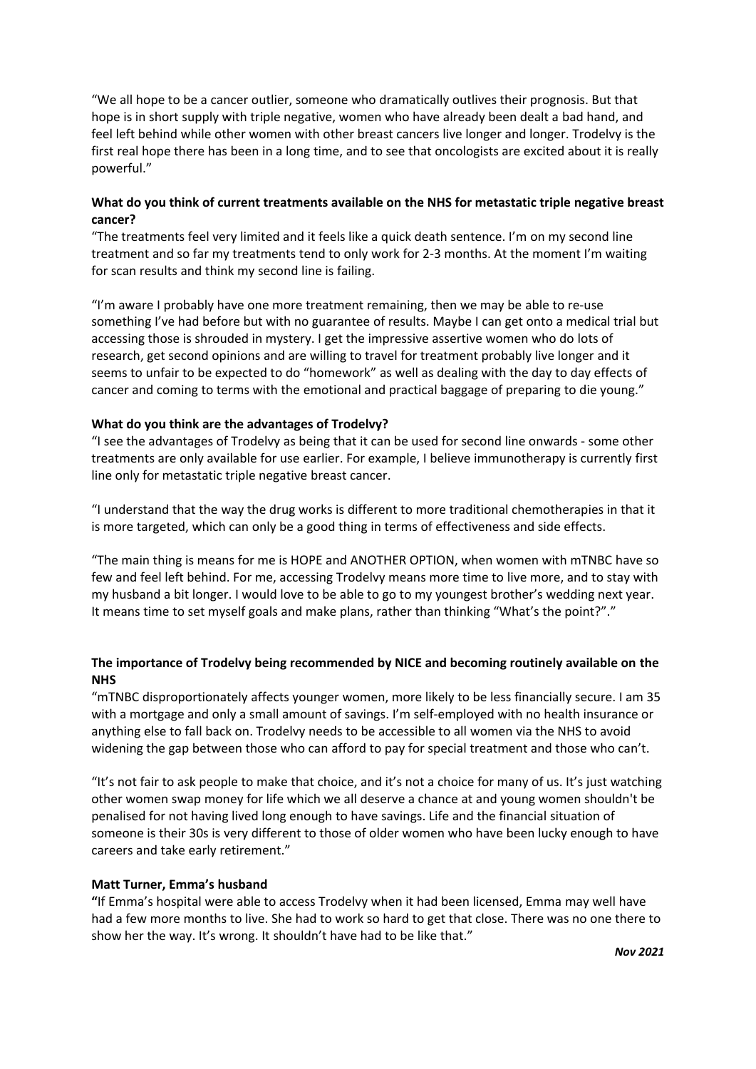"We all hope to be a cancer outlier, someone who dramatically outlives their prognosis. But that hope is in short supply with triple negative, women who have already been dealt a bad hand, and feel left behind while other women with other breast cancers live longer and longer. Trodelvy is the first real hope there has been in a long time, and to see that oncologists are excited about it is really powerful."

**What do you think of current treatments available on the NHS for metastatic triple negative breast cancer?**

"The treatments feel very limited and it feels like a quick death sentence. I'm on my second line treatment and so far my treatments tend to only work for 2-3 months. At the moment I'm waiting for scan results and think my second line is failing.

"I'm aware I probably have one more treatment remaining, then we may be able to re-use something I've had before but with no guarantee of results. Maybe I can get onto a medical trial but accessing those is shrouded in mystery. I get the impressive assertive women who do lots of research, get second opinions and are willing to travel for treatment probably live longer and it seems to unfair to be expected to do "homework" as well as dealing with the day to day effects of cancer and coming to terms with the emotional and practical baggage of preparing to die young."

**What do you think are the advantages of Trodelvy?**

"I see the advantages of Trodelvy as being that it can be used for second line onwards - some other treatments are only available for use earlier. For example, I believe immunotherapy is currently first line only for metastatic triple negative breast cancer.

"I understand that the way the drug works is different to more traditional chemotherapies in that it is more targeted, which can only be a good thing in terms of effectiveness and side effects.

"The main thing is means for me is HOPE and ANOTHER OPTION, when women with mTNBC have so few and feel left behind. For me, accessing Trodelvy means more time to live more, and to stay with my husband a bit longer. I would love to be able to go to my youngest brother's wedding next year. It means time to set myself goals and make plans, rather than thinking "What's the point?"."

**The importance of Trodelvy being recommended by NICE and becoming routinely available on the NHS**

"mTNBC disproportionately affects younger women, more likely to be less financially secure. I am 35 with a mortgage and only a small amount of savings. I'm self-employed with no health insurance or anything else to fall back on. Trodelvy needs to be accessible to all women via the NHS to avoid widening the gap between those who can afford to pay for special treatment and those who can't.

"It's not fair to ask people to make that choice, and it's not a choice for many of us. It's just watching other women swap money for life which we all deserve a chance at and young women shouldn't be penalised for not having lived long enough to have savings. Life and the financial situation of someone is their 30s is very different to those of older women who have been lucky enough to have careers and take early retirement."

**Matt Turner, Emma's husband**

**"**If Emma's hospital were able to access Trodelvy when it had been licensed, Emma may well have had a few more months to live. She had to work so hard to get that close. There was no one there to show her the way. It's wrong. It shouldn't have had to be like that."

***Nov 2021***